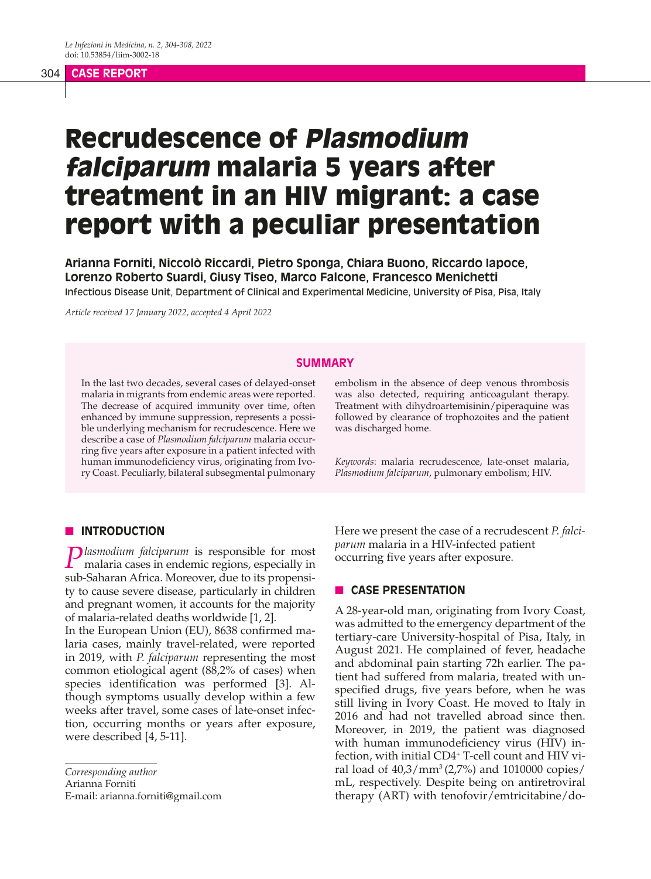# Recrudescence of *Plasmodium falciparum* malaria 5 years after treatment in an HIV migrant: a case report with a peculiar presentation

**Arianna Forniti, Niccolò Riccardi, Pietro Sponga, Chiara Buono, Riccardo Iapoce, Lorenzo Roberto Suardi, Giusy Tiseo, Marco Falcone, Francesco Menichetti**

Infectious Disease Unit, Department of Clinical and Experimental Medicine, University of Pisa, Pisa, Italy

*Article received 17 January 2022, accepted 4 April 2022*

## SUMMARY

In the last two decades, several cases of delayed-onset malaria in migrants from endemic areas were reported. The decrease of acquired immunity over time, often enhanced by immune suppression, represents a possible underlying mechanism for recrudescence. Here we describe a case of *Plasmodium falciparum* malaria occurring five years after exposure in a patient infected with human immunodeficiency virus, originating from Ivory Coast. Peculiarly, bilateral subsegmental pulmonary embolism in the absence of deep venous thrombosis was also detected, requiring anticoagulant therapy. Treatment with dihydroartemisinin/piperaquine was followed by clearance of trophozoites and the patient was discharged home.

*Keywords*: malaria recrudescence, late-onset malaria, *Plasmodium falciparum*, pulmonary embolism; HIV.

## INTRODUCTION

*Plasmodium falciparum* is responsible for most malaria cases in endemic regions, especially in sub-Saharan Africa. Moreover, due to its propensity to cause severe disease, particularly in children and pregnant women, it accounts for the majority of malaria-related deaths worldwide [1, 2].

In the European Union (EU), 8638 confirmed malaria cases, mainly travel-related, were reported in 2019, with *P. falciparum* representing the most common etiological agent (88,2% of cases) when species identification was performed [3]. Although symptoms usually develop within a few weeks after travel, some cases of late-onset infection, occurring months or years after exposure, were described [4, 5-11].

Here we present the case of a recrudescent *P. falciparum* malaria in a HIV-infected patient occurring five years after exposure.

## CASE PRESENTATION

A 28-year-old man, originating from Ivory Coast, was admitted to the emergency department of the tertiary-care University-hospital of Pisa, Italy, in August 2021. He complained of fever, headache and abdominal pain starting 72h earlier. The patient had suffered from malaria, treated with unspecified drugs, five years before, when he was still living in Ivory Coast. He moved to Italy in 2016 and had not travelled abroad since then. Moreover, in 2019, the patient was diagnosed with human immunodeficiency virus (HIV) infection, with initial $CD4^+$ T-cell count and HIV viral load of 40,3/mm$^3$ (2,7%) and 1010000 copies/mL, respectively. Despite being on antiretroviral therapy (ART) with tenofovir/emtricitabine/do-

*Corresponding author*
Arianna Forniti
E-mail: arianna.forniti@gmail.com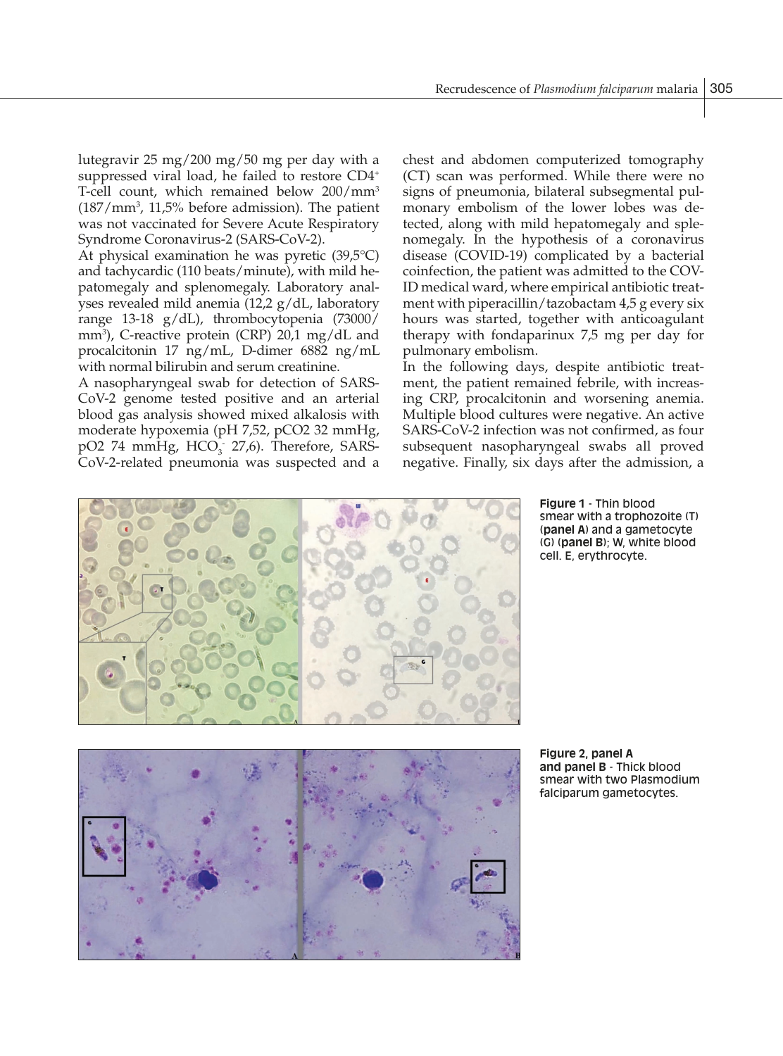lutegravir 25 mg/200 mg/50 mg per day with a suppressed viral load, he failed to restore CD4+ T-cell count, which remained below 200/mm$^3$ (187/mm$^3$, 11,5% before admission). The patient was not vaccinated for Severe Acute Respiratory Syndrome Coronavirus-2 (SARS-CoV-2).

At physical examination he was pyretic (39,5°C) and tachycardic (110 beats/minute), with mild hepatomegaly and splenomegaly. Laboratory analyses revealed mild anemia (12,2 g/dL, laboratory range 13-18 g/dL), thrombocytopenia (73000/mm$^3$), C-reactive protein (CRP) 20,1 mg/dL and procalcitonin 17 ng/mL, D-dimer 6882 ng/mL with normal bilirubin and serum creatinine.

A nasopharyngeal swab for detection of SARS-CoV-2 genome tested positive and an arterial blood gas analysis showed mixed alkalosis with moderate hypoxemia (pH 7,52, pCO2 32 mmHg, pO2 74 mmHg, $HCO_3^-$ 27,6). Therefore, SARS-CoV-2-related pneumonia was suspected and a chest and abdomen computerized tomography (CT) scan was performed. While there were no signs of pneumonia, bilateral subsegmental pulmonary embolism of the lower lobes was detected, along with mild hepatomegaly and splenomegaly. In the hypothesis of a coronavirus disease (COVID-19) complicated by a bacterial coinfection, the patient was admitted to the COVID medical ward, where empirical antibiotic treatment with piperacillin/tazobactam 4,5 g every six hours was started, together with anticoagulant therapy with fondaparinux 7,5 mg per day for pulmonary embolism.

In the following days, despite antibiotic treatment, the patient remained febrile, with increasing CRP, procalcitonin and worsening anemia. Multiple blood cultures were negative. An active SARS-CoV-2 infection was not confirmed, as four subsequent nasopharyngeal swabs all proved negative. Finally, six days after the admission, a

**Figure 1** - Thin blood smear with a trophozoite (T) (**panel A**) and a gametocyte (G) (**panel B**); W, white blood cell. E, erythrocyte.

**Figure 2, panel A and panel B** - Thick blood smear with two Plasmodium falciparum gametocytes.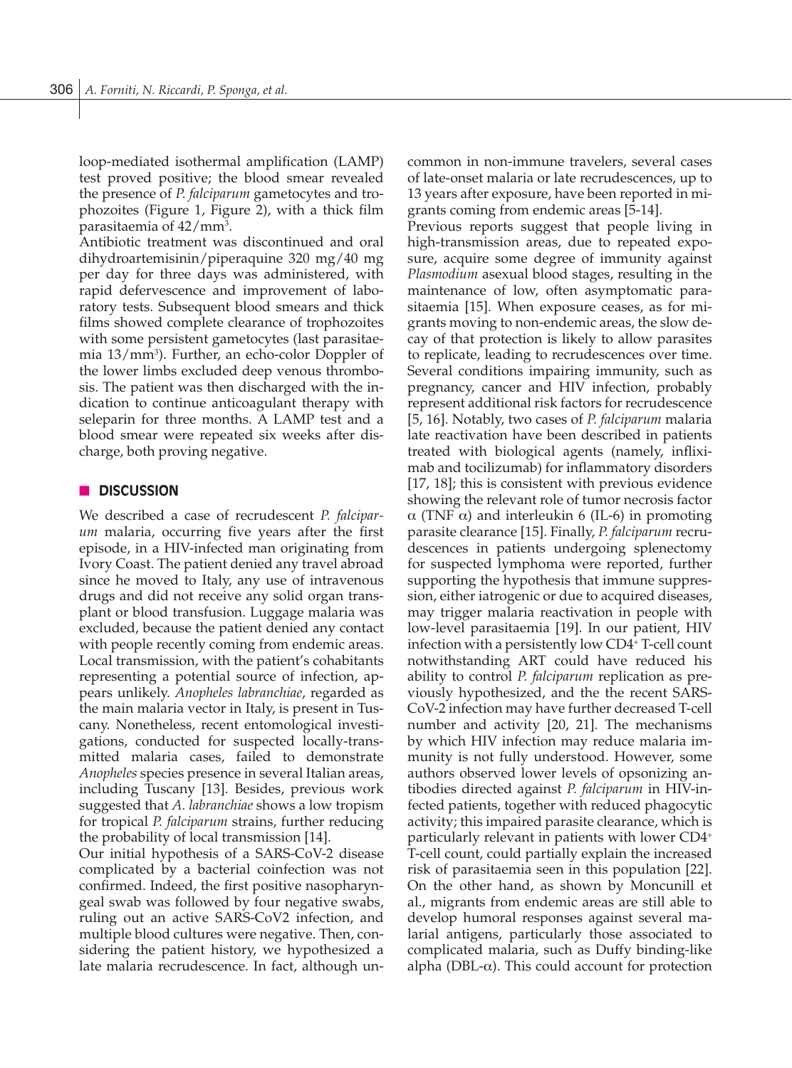loop-mediated isothermal amplification (LAMP) test proved positive; the blood smear revealed the presence of *P. falciparum* gametocytes and trophozoites (Figure 1, Figure 2), with a thick film parasitaemia of 42/mm$^3$.

Antibiotic treatment was discontinued and oral dihydroartemisinin/piperaquine 320 mg/40 mg per day for three days was administered, with rapid defervescence and improvement of laboratory tests. Subsequent blood smears and thick films showed complete clearance of trophozoites with some persistent gametocytes (last parasitaemia 13/mm$^3$). Further, an echo-color Doppler of the lower limbs excluded deep venous thrombosis. The patient was then discharged with the indication to continue anticoagulant therapy with seleparin for three months. A LAMP test and a blood smear were repeated six weeks after discharge, both proving negative.

## DISCUSSION

We described a case of recrudescent *P. falciparum* malaria, occurring five years after the first episode, in a HIV-infected man originating from Ivory Coast. The patient denied any travel abroad since he moved to Italy, any use of intravenous drugs and did not receive any solid organ transplant or blood transfusion. Luggage malaria was excluded, because the patient denied any contact with people recently coming from endemic areas. Local transmission, with the patient's cohabitants representing a potential source of infection, appears unlikely. *Anopheles labranchiae*, regarded as the main malaria vector in Italy, is present in Tuscany. Nonetheless, recent entomological investigations, conducted for suspected locally-transmitted malaria cases, failed to demonstrate *Anopheles* species presence in several Italian areas, including Tuscany [13]. Besides, previous work suggested that *A. labranchiae* shows a low tropism for tropical *P. falciparum* strains, further reducing the probability of local transmission [14].

Our initial hypothesis of a SARS-CoV-2 disease complicated by a bacterial coinfection was not confirmed. Indeed, the first positive nasopharyngeal swab was followed by four negative swabs, ruling out an active SARS-CoV2 infection, and multiple blood cultures were negative. Then, considering the patient history, we hypothesized a late malaria recrudescence. In fact, although uncommon in non-immune travelers, several cases of late-onset malaria or late recrudescences, up to 13 years after exposure, have been reported in migrants coming from endemic areas [5-14].

Previous reports suggest that people living in high-transmission areas, due to repeated exposure, acquire some degree of immunity against *Plasmodium* asexual blood stages, resulting in the maintenance of low, often asymptomatic parasitaemia [15]. When exposure ceases, as for migrants moving to non-endemic areas, the slow decay of that protection is likely to allow parasites to replicate, leading to recrudescences over time. Several conditions impairing immunity, such as pregnancy, cancer and HIV infection, probably represent additional risk factors for recrudescence [5, 16]. Notably, two cases of *P. falciparum* malaria late reactivation have been described in patients treated with biological agents (namely, infliximab and tocilizumab) for inflammatory disorders [17, 18]; this is consistent with previous evidence showing the relevant role of tumor necrosis factor $\alpha$ (TNF $\alpha$) and interleukin 6 (IL-6) in promoting parasite clearance [15]. Finally, *P. falciparum* recrudescences in patients undergoing splenectomy for suspected lymphoma were reported, further supporting the hypothesis that immune suppression, either iatrogenic or due to acquired diseases, may trigger malaria reactivation in people with low-level parasitaemia [19]. In our patient, HIV infection with a persistently low CD4$^+$ T-cell count notwithstanding ART could have reduced his ability to control *P. falciparum* replication as previously hypothesized, and the the recent SARS-CoV-2 infection may have further decreased T-cell number and activity [20, 21]. The mechanisms by which HIV infection may reduce malaria immunity is not fully understood. However, some authors observed lower levels of opsonizing antibodies directed against *P. falciparum* in HIV-infected patients, together with reduced phagocytic activity; this impaired parasite clearance, which is particularly relevant in patients with lower CD4$^+$ T-cell count, could partially explain the increased risk of parasitaemia seen in this population [22]. On the other hand, as shown by Moncunill et al., migrants from endemic areas are still able to develop humoral responses against several malarial antigens, particularly those associated to complicated malaria, such as Duffy binding-like alpha (DBL-$\alpha$). This could account for protection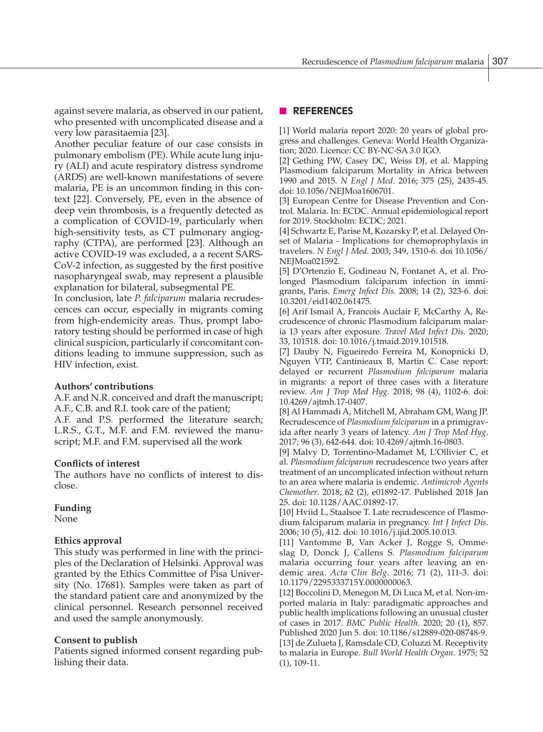against severe malaria, as observed in our patient, who presented with uncomplicated disease and a very low parasitaemia [23].

Another peculiar feature of our case consists in pulmonary embolism (PE). While acute lung injury (ALI) and acute respiratory distress syndrome (ARDS) are well-known manifestations of severe malaria, PE is an uncommon finding in this context [22]. Conversely, PE, even in the absence of deep vein thrombosis, is a frequently detected as a complication of COVID-19, particularly when high-sensitivity tests, as CT pulmonary angiography (CTPA), are performed [23]. Although an active COVID-19 was excluded, a a recent SARS-CoV-2 infection, as suggested by the first positive nasopharyngeal swab, may represent a plausible explanation for bilateral, subsegmental PE.

In conclusion, late *P. falciparum* malaria recrudescences can occur, especially in migrants coming from high-endemicity areas. Thus, prompt laboratory testing should be performed in case of high clinical suspicion, particularly if concomitant conditions leading to immune suppression, such as HIV infection, exist.

**Authors' contributions**

A.F. and N.R. conceived and draft the manuscript; A.F., C.B. and R.I. took care of the patient;
A.F. and P.S. performed the literature search; L.R.S., G.T., M.F. and F.M. reviewed the manuscript; M.F. and F.M. supervised all the work

**Conflicts of interest**

The authors have no conflicts of interest to disclose.

**Funding**

None

**Ethics approval**

This study was performed in line with the principles of the Declaration of Helsinki. Approval was granted by the Ethics Committee of Pisa University (No. 17681). Samples were taken as part of the standard patient care and anonymized by the clinical personnel. Research personnel received and used the sample anonymously.

**Consent to publish**

Patients signed informed consent regarding publishing their data.

## REFERENCES

[1] World malaria report 2020: 20 years of global progress and challenges. Geneva: World Health Organization; 2020. Licence: CC BY-NC-SA 3.0 IGO.

[2] Gething PW, Casey DC, Weiss DJ, et al. Mapping Plasmodium falciparum Mortality in Africa between 1990 and 2015. *N Engl J Med*. 2016; 375 (25), 2435-45. doi: 10.1056/NEJMoa1606701.

[3] European Centre for Disease Prevention and Control. Malaria. In: ECDC. Annual epidemiological report for 2019. Stockholm: ECDC; 2021.

[4] Schwartz E, Parise M, Kozarsky P, et al. Delayed Onset of Malaria - Implications for chemoprophylaxis in travelers. *N Engl J Med.* 2003; 349, 1510-6. doi 10.1056/NEJMoa021592.

[5] D'Ortenzio E, Godineau N, Fontanet A, et al. Prolonged Plasmodium falciparum infection in immigrants, Paris. *Emerg Infect Dis.* 2008; 14 (2), 323-6. doi: 10.3201/eid1402.061475.

[6] Arif Ismail A, Francois Auclair F, McCarthy A, Recrudescence of chronic Plasmodium falciparum malaria 13 years after exposure. *Travel Med Infect Dis.* 2020; 33, 101518. doi: 10.1016/j.tmaid.2019.101518.

[7] Dauby N, Figueiredo Ferreira M, Konopnicki D, Nguyen VTP, Cantinieaux B, Martin C. Case report: delayed or recurrent *Plasmodium falciparum* malaria in migrants: a report of three cases with a literature review. *Am J Trop Med Hyg*. 2018; 98 (4), 1102-6. doi: 10.4269/ajtmh.17-0407.

[8] Al Hammadi A, Mitchell M, Abraham GM, Wang JP. Recrudescence of *Plasmodium falciparum* in a primigravida after nearly 3 years of latency. *Am J Trop Med Hyg*. 2017; 96 (3), 642-644. doi: 10.4269/ajtmh.16-0803.

[9] Malvy D, Torrentino-Madamet M, L'Ollivier C, et al. *Plasmodium falciparum* recrudescence two years after treatment of an uncomplicated infection without return to an area where malaria is endemic. *Antimicrob Agents Chemother*. 2018; 62 (2), e01892-17. Published 2018 Jan 25. doi: 10.1128/AAC.01892-17.

[10] Hviid L, Staalsoe T. Late recrudescence of Plasmodium falciparum malaria in pregnancy. *Int J Infect Dis*. 2006; 10 (5), 412. doi: 10.1016/j.ijid.2005.10.013.

[11] Vantomme B, Van Acker J, Rogge S, Ommeslag D, Donck J, Callens S. *Plasmodium falciparum* malaria occurring four years after leaving an endemic area. *Acta Clin Belg*. 2016; 71 (2), 111-3. doi: 10.1179/2295333715Y.0000000063.

[12] Boccolini D, Menegon M, Di Luca M, et al. Non-imported malaria in Italy: paradigmatic approaches and public health implications following an unusual cluster of cases in 2017. *BMC Public Health*. 2020; 20 (1), 857. Published 2020 Jun 5. doi: 10.1186/s12889-020-08748-9.

[13] de Zulueta J, Ramsdale CD, Coluzzi M. Receptivity to malaria in Europe. *Bull World Health Organ*. 1975; 52 (1), 109-11.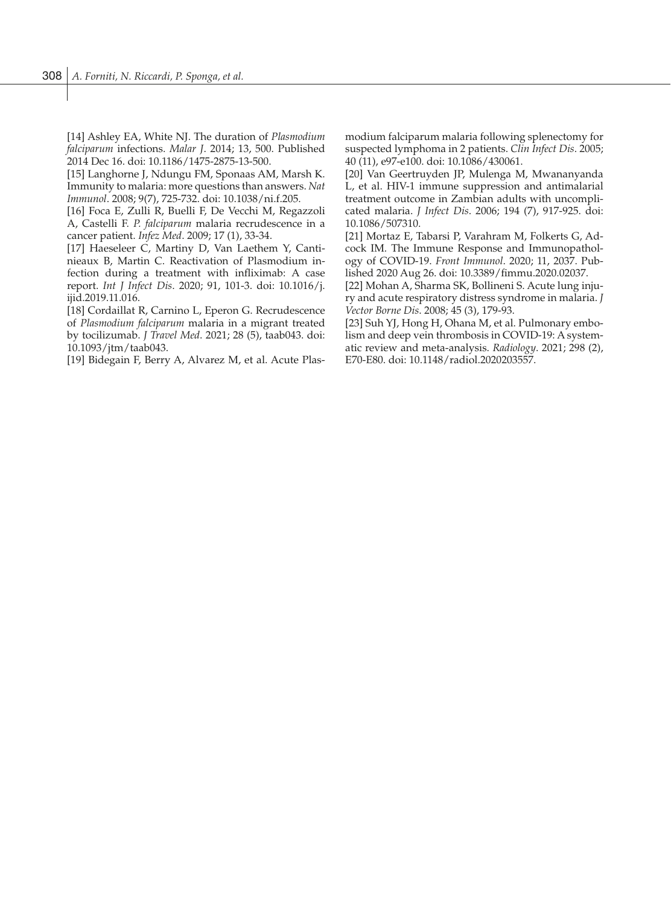[14] Ashley EA, White NJ. The duration of *Plasmodium falciparum* infections. *Malar J*. 2014; 13, 500. Published 2014 Dec 16. doi: 10.1186/1475-2875-13-500.

[15] Langhorne J, Ndungu FM, Sponaas AM, Marsh K. Immunity to malaria: more questions than answers. *Nat Immunol*. 2008; 9(7), 725-732. doi: 10.1038/ni.f.205.

[16] Foca E, Zulli R, Buelli F, De Vecchi M, Regazzoli A, Castelli F. *P. falciparum* malaria recrudescence in a cancer patient. *Infez Med*. 2009; 17 (1), 33-34.

[17] Haeseleer C, Martiny D, Van Laethem Y, Cantinieaux B, Martin C. Reactivation of Plasmodium infection during a treatment with infliximab: A case report. *Int J Infect Dis*. 2020; 91, 101-3. doi: 10.1016/j.ijid.2019.11.016.

[18] Cordaillat R, Carnino L, Eperon G. Recrudescence of *Plasmodium falciparum* malaria in a migrant treated by tocilizumab. *J Travel Med*. 2021; 28 (5), taab043. doi: 10.1093/jtm/taab043.

[19] Bidegain F, Berry A, Alvarez M, et al. Acute Plasmodium falciparum malaria following splenectomy for suspected lymphoma in 2 patients. *Clin Infect Dis*. 2005; 40 (11), e97-e100. doi: 10.1086/430061.

[20] Van Geertruyden JP, Mulenga M, Mwananyanda L, et al. HIV-1 immune suppression and antimalarial treatment outcome in Zambian adults with uncomplicated malaria. *J Infect Dis*. 2006; 194 (7), 917-925. doi: 10.1086/507310.

[21] Mortaz E, Tabarsi P, Varahram M, Folkerts G, Adcock IM. The Immune Response and Immunopathology of COVID-19. *Front Immunol*. 2020; 11, 2037. Published 2020 Aug 26. doi: 10.3389/fimmu.2020.02037.

[22] Mohan A, Sharma SK, Bollineni S. Acute lung injury and acute respiratory distress syndrome in malaria. *J Vector Borne Dis*. 2008; 45 (3), 179-93.

[23] Suh YJ, Hong H, Ohana M, et al. Pulmonary embolism and deep vein thrombosis in COVID-19: A systematic review and meta-analysis. *Radiology*. 2021; 298 (2), E70-E80. doi: 10.1148/radiol.2020203557.